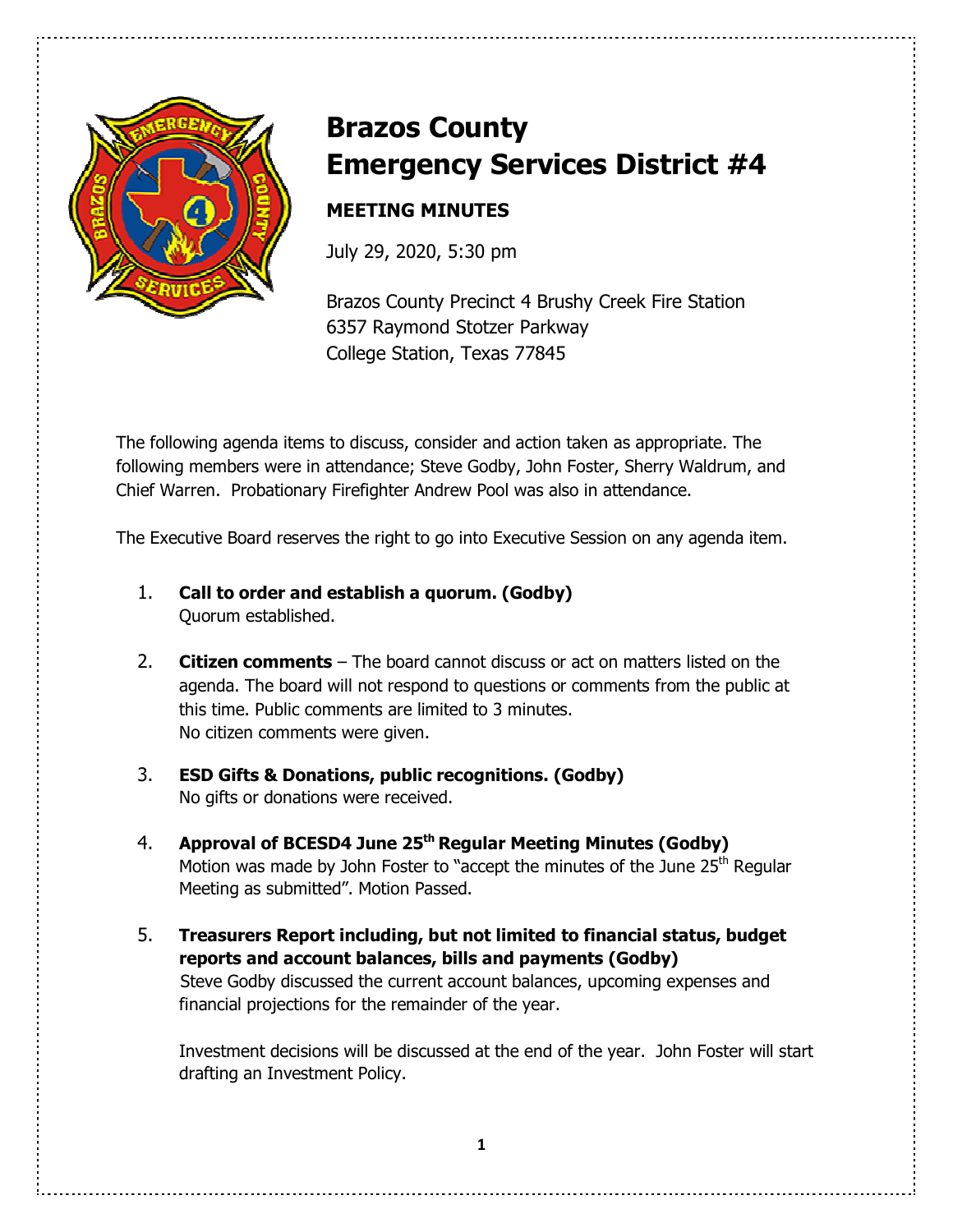# Brazos County Emergency Services District #4

## MEETING MINUTES

July 29, 2020, 5:30 pm

Brazos County Precinct 4 Brushy Creek Fire Station
6357 Raymond Stotzer Parkway
College Station, Texas 77845

The following agenda items to discuss, consider and action taken as appropriate. The following members were in attendance; Steve Godby, John Foster, Sherry Waldrum, and Chief Warren. Probationary Firefighter Andrew Pool was also in attendance.

The Executive Board reserves the right to go into Executive Session on any agenda item.

1. **Call to order and establish a quorum. (Godby)**
   Quorum established.

2. **Citizen comments** – The board cannot discuss or act on matters listed on the agenda. The board will not respond to questions or comments from the public at this time. Public comments are limited to 3 minutes.
   No citizen comments were given.

3. **ESD Gifts & Donations, public recognitions. (Godby)**
   No gifts or donations were received.

4. **Approval of BCESD4 June 25th Regular Meeting Minutes (Godby)**
   Motion was made by John Foster to "accept the minutes of the June 25th Regular Meeting as submitted". Motion Passed.

5. **Treasurers Report including, but not limited to financial status, budget reports and account balances, bills and payments (Godby)**
   Steve Godby discussed the current account balances, upcoming expenses and financial projections for the remainder of the year.

   Investment decisions will be discussed at the end of the year. John Foster will start drafting an Investment Policy.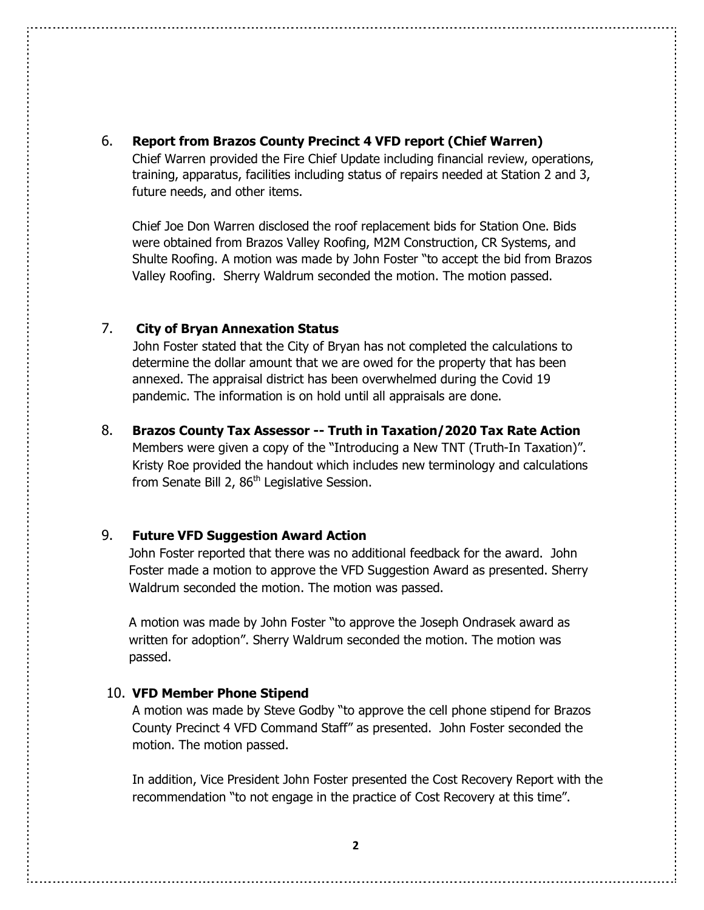6. **Report from Brazos County Precinct 4 VFD report (Chief Warren)**

   Chief Warren provided the Fire Chief Update including financial review, operations, training, apparatus, facilities including status of repairs needed at Station 2 and 3, future needs, and other items.

   Chief Joe Don Warren disclosed the roof replacement bids for Station One. Bids were obtained from Brazos Valley Roofing, M2M Construction, CR Systems, and Shulte Roofing. A motion was made by John Foster "to accept the bid from Brazos Valley Roofing. Sherry Waldrum seconded the motion. The motion passed.

7. **City of Bryan Annexation Status**

   John Foster stated that the City of Bryan has not completed the calculations to determine the dollar amount that we are owed for the property that has been annexed. The appraisal district has been overwhelmed during the Covid 19 pandemic. The information is on hold until all appraisals are done.

8. **Brazos County Tax Assessor -- Truth in Taxation/2020 Tax Rate Action**

   Members were given a copy of the "Introducing a New TNT (Truth-In Taxation)". Kristy Roe provided the handout which includes new terminology and calculations from Senate Bill 2, 86th Legislative Session.

9. **Future VFD Suggestion Award Action**

   John Foster reported that there was no additional feedback for the award. John Foster made a motion to approve the VFD Suggestion Award as presented. Sherry Waldrum seconded the motion. The motion was passed.

   A motion was made by John Foster "to approve the Joseph Ondrasek award as written for adoption". Sherry Waldrum seconded the motion. The motion was passed.

10. **VFD Member Phone Stipend**

    A motion was made by Steve Godby "to approve the cell phone stipend for Brazos County Precinct 4 VFD Command Staff" as presented. John Foster seconded the motion. The motion passed.

    In addition, Vice President John Foster presented the Cost Recovery Report with the recommendation "to not engage in the practice of Cost Recovery at this time".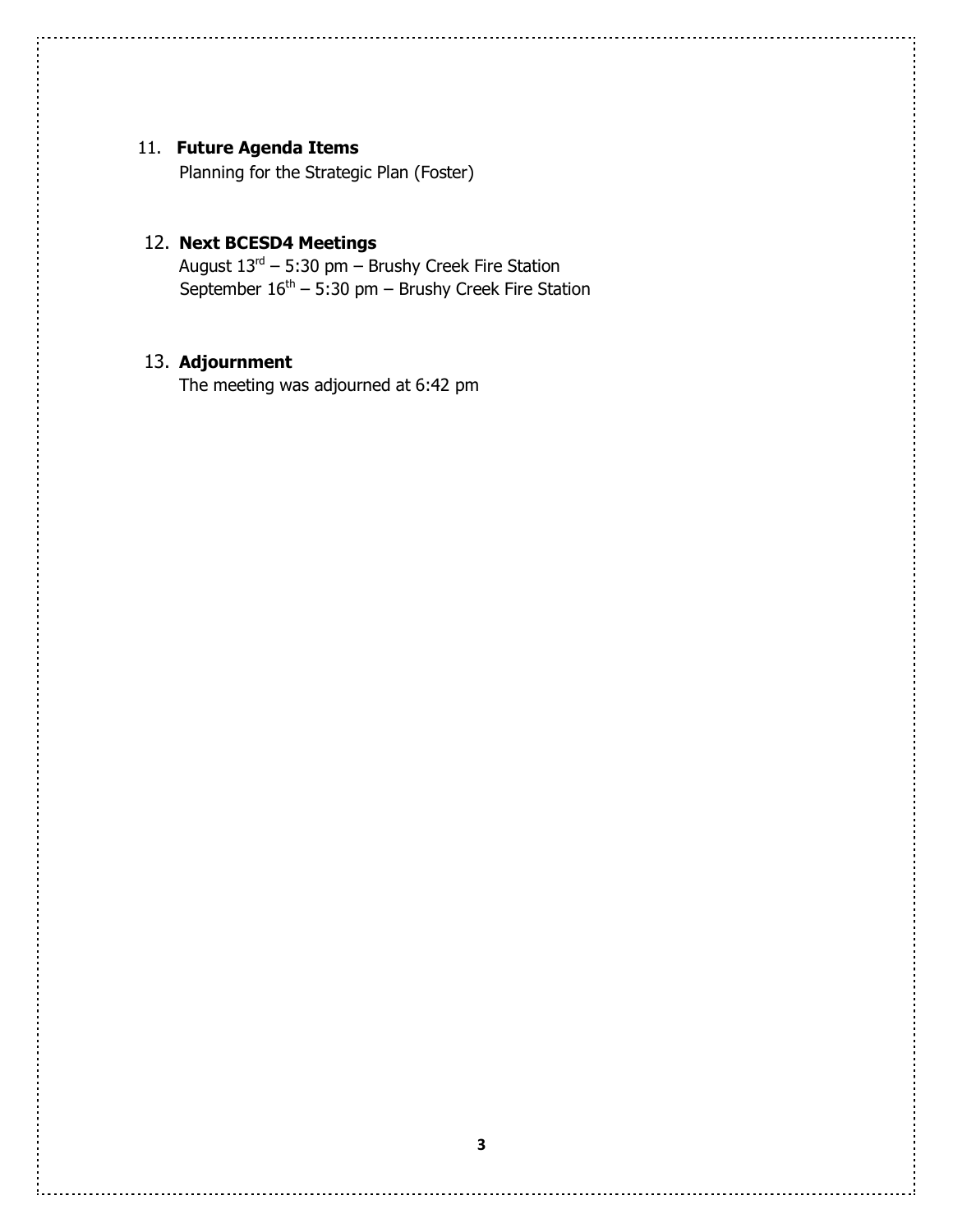11. **Future Agenda Items**
    Planning for the Strategic Plan (Foster)

12. **Next BCESD4 Meetings**
    August 13[rd] – 5:30 pm – Brushy Creek Fire Station
    September 16[th] – 5:30 pm – Brushy Creek Fire Station

13. **Adjournment**
    The meeting was adjourned at 6:42 pm